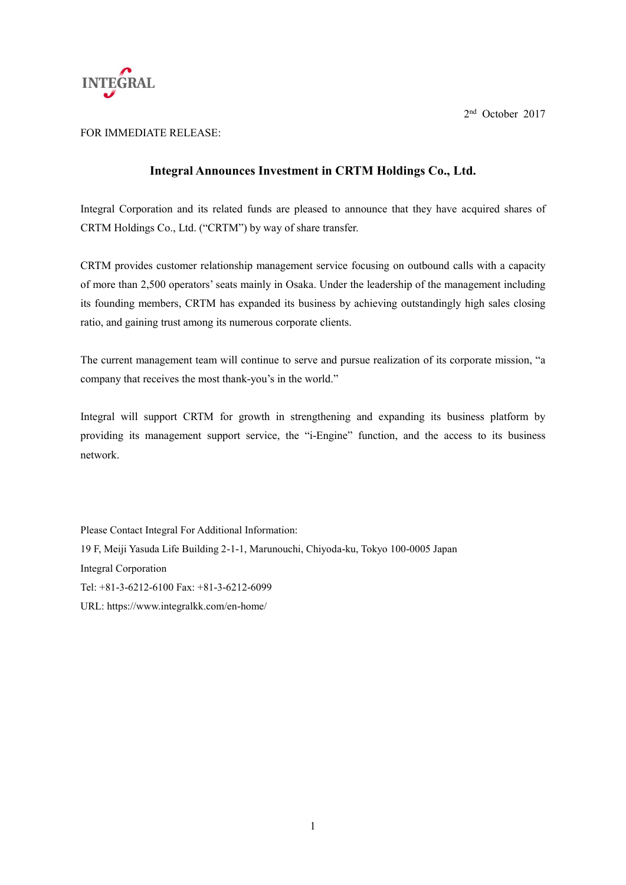INTEGRAL

2nd October 2017

FOR IMMEDIATE RELEASE:

## Integral Announces Investment in CRTM Holdings Co., Ltd.

Integral Corporation and its related funds are pleased to announce that they have acquired shares of CRTM Holdings Co., Ltd. ("CRTM") by way of share transfer.

CRTM provides customer relationship management service focusing on outbound calls with a capacity of more than 2,500 operators' seats mainly in Osaka. Under the leadership of the management including its founding members, CRTM has expanded its business by achieving outstandingly high sales closing ratio, and gaining trust among its numerous corporate clients.

The current management team will continue to serve and pursue realization of its corporate mission, "a company that receives the most thank-you's in the world."

Integral will support CRTM for growth in strengthening and expanding its business platform by providing its management support service, the "i-Engine" function, and the access to its business network.

Please Contact Integral For Additional Information:
19 F, Meiji Yasuda Life Building 2-1-1, Marunouchi, Chiyoda-ku, Tokyo 100-0005 Japan
Integral Corporation
Tel: +81-3-6212-6100 Fax: +81-3-6212-6099
URL: https://www.integralkk.com/en-home/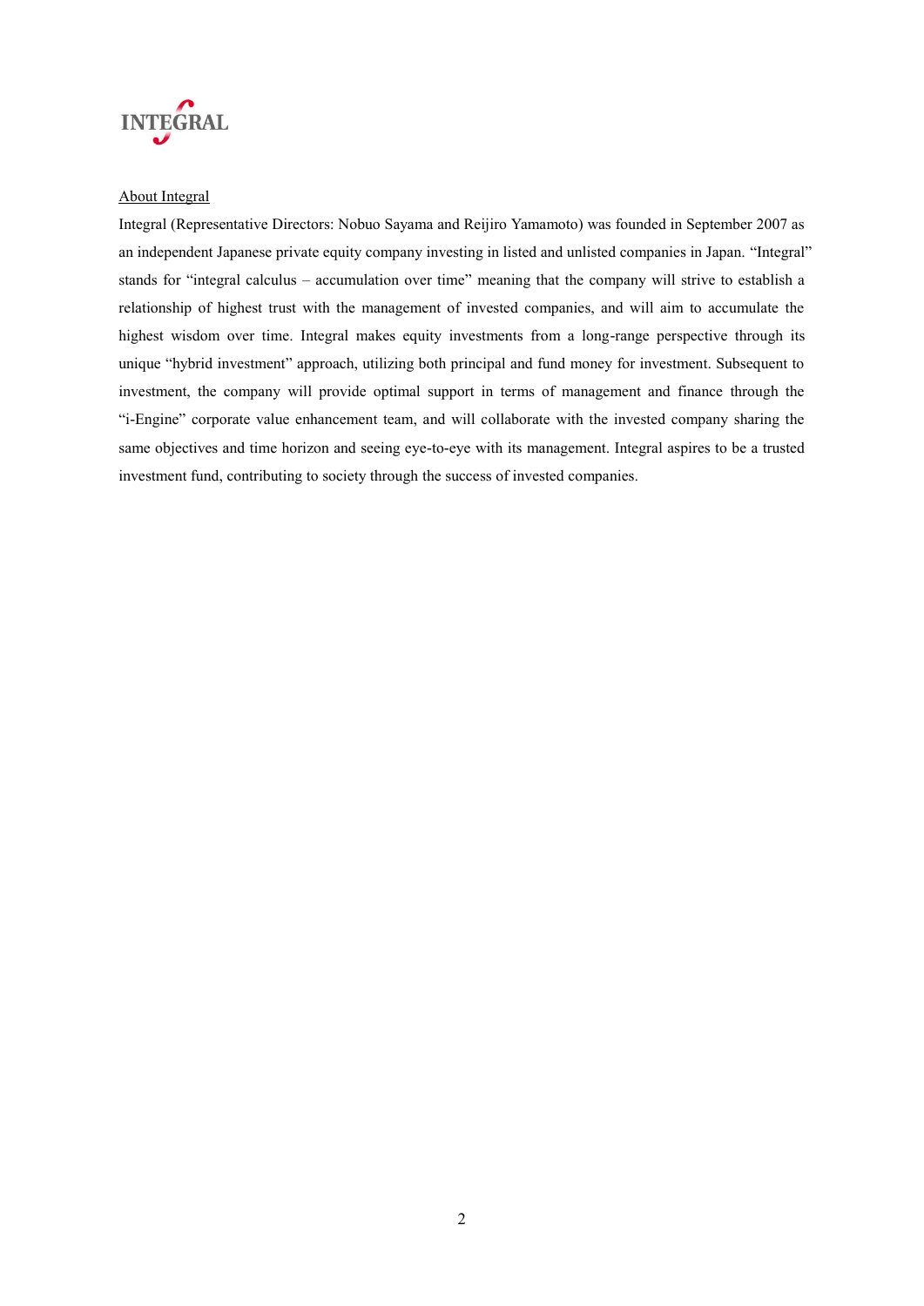INTEGRAL

<u>About Integral</u>

Integral (Representative Directors: Nobuo Sayama and Reijiro Yamamoto) was founded in September 2007 as an independent Japanese private equity company investing in listed and unlisted companies in Japan. "Integral" stands for "integral calculus – accumulation over time" meaning that the company will strive to establish a relationship of highest trust with the management of invested companies, and will aim to accumulate the highest wisdom over time. Integral makes equity investments from a long-range perspective through its unique "hybrid investment" approach, utilizing both principal and fund money for investment. Subsequent to investment, the company will provide optimal support in terms of management and finance through the "i-Engine" corporate value enhancement team, and will collaborate with the invested company sharing the same objectives and time horizon and seeing eye-to-eye with its management. Integral aspires to be a trusted investment fund, contributing to society through the success of invested companies.